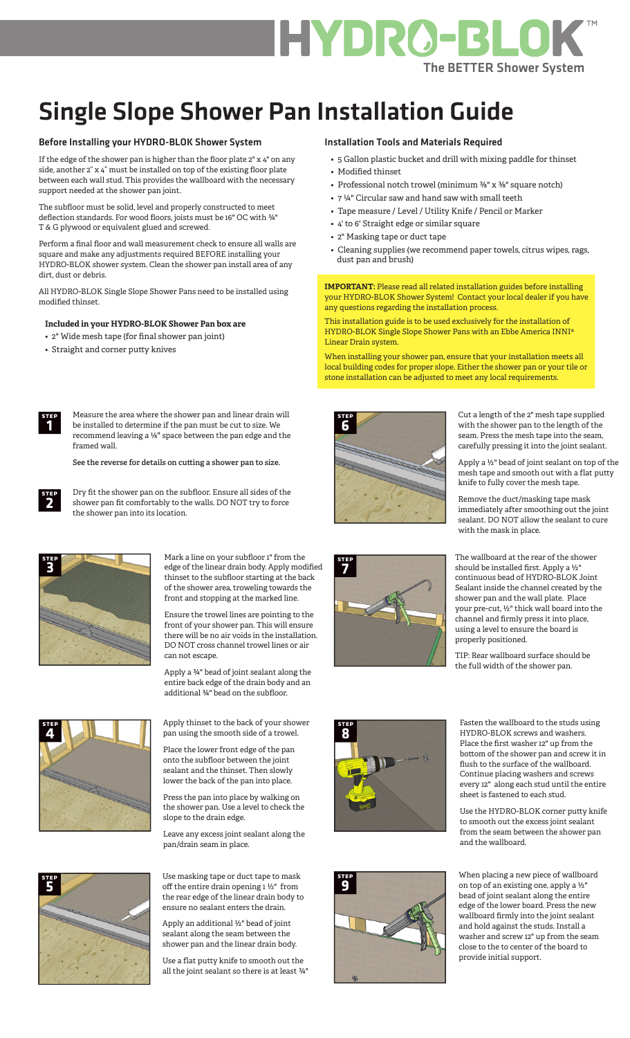# HYDRO-BLOK™

**The BETTER Shower System**

# Single Slope Shower Pan Installation Guide

### Before Installing your HYDRO-BLOK Shower System

If the edge of the shower pan is higher than the floor plate 2" x 4" on any side, another 2" x 4" must be installed on top of the existing floor plate between each wall stud. This provides the wallboard with the necessary support needed at the shower pan joint.

The subfloor must be solid, level and properly constructed to meet deflection standards. For wood floors, joists must be 16" OC with ¾" T & G plywood or equivalent glued and screwed.

Perform a final floor and wall measurement check to ensure all walls are square and make any adjustments required BEFORE installing your HYDRO-BLOK shower system. Clean the shower pan install area of any dirt, dust or debris.

All HYDRO-BLOK Single Slope Shower Pans need to be installed using modified thinset.

**Included in your HYDRO-BLOK Shower Pan box are**

- 2" Wide mesh tape (for final shower pan joint)
- Straight and corner putty knives

### Installation Tools and Materials Required

- 5 Gallon plastic bucket and drill with mixing paddle for thinset
- Modified thinset
- Professional notch trowel (minimum ⅜" x ⅜" square notch)
- 7 ¼" Circular saw and hand saw with small teeth
- Tape measure / Level / Utility Knife / Pencil or Marker
- 4' to 6' Straight edge or similar square
- 2" Masking tape or duct tape
- Cleaning supplies (we recommend paper towels, citrus wipes, rags, dust pan and brush)

**IMPORTANT:** Please read all related installation guides before installing your HYDRO-BLOK Shower System! Contact your local dealer if you have any questions regarding the installation process.

This installation guide is to be used exclusively for the installation of HYDRO-BLOK Single Slope Shower Pans with an Ebbe America INNI® Linear Drain system.

When installing your shower pan, ensure that your installation meets all local building codes for proper slope. Either the shower pan or your tile or stone installation can be adjusted to meet any local requirements.

**STEP 1**

Measure the area where the shower pan and linear drain will be installed to determine if the pan must be cut to size. We recommend leaving a ⅛" space between the pan edge and the framed wall.

**See the reverse for details on cutting a shower pan to size.**

**STEP 2**

Dry fit the shower pan on the subfloor. Ensure all sides of the shower pan fit comfortably to the walls. DO NOT try to force the shower pan into its location.

**STEP 3**

Mark a line on your subfloor 1" from the edge of the linear drain body. Apply modified thinset to the subfloor starting at the back of the shower area, troweling towards the front and stopping at the marked line.

Ensure the trowel lines are pointing to the front of your shower pan. This will ensure there will be no air voids in the installation. DO NOT cross channel trowel lines or air can not escape.

Apply a ¾" bead of joint sealant along the entire back edge of the drain body and an additional ¾" bead on the subfloor.

**STEP 4**

Apply thinset to the back of your shower pan using the smooth side of a trowel.

Place the lower front edge of the pan onto the subfloor between the joint sealant and the thinset. Then slowly lower the back of the pan into place.

Press the pan into place by walking on the shower pan. Use a level to check the slope to the drain edge.

Leave any excess joint sealant along the pan/drain seam in place.

**STEP 5**

Use masking tape or duct tape to mask off the entire drain opening 1 ½" from the rear edge of the linear drain body to ensure no sealant enters the drain.

Apply an additional ½" bead of joint sealant along the seam between the shower pan and the linear drain body.

Use a flat putty knife to smooth out the all the joint sealant so there is at least ¾"

**STEP 6**

Cut a length of the 2" mesh tape supplied with the shower pan to the length of the seam. Press the mesh tape into the seam, carefully pressing it into the joint sealant.

Apply a ½" bead of joint sealant on top of the mesh tape and smooth out with a flat putty knife to fully cover the mesh tape.

Remove the duct/masking tape mask immediately after smoothing out the joint sealant. DO NOT allow the sealant to cure with the mask in place.

**STEP 7**

The wallboard at the rear of the shower should be installed first. Apply a ½" continuous bead of HYDRO-BLOK Joint Sealant inside the channel created by the shower pan and the wall plate. Place your pre-cut, ½" thick wall board into the channel and firmly press it into place, using a level to ensure the board is properly positioned.

TIP: Rear wallboard surface should be the full width of the shower pan.

**STEP 8**

Fasten the wallboard to the studs using HYDRO-BLOK screws and washers. Place the first washer 12" up from the bottom of the shower pan and screw it in flush to the surface of the wallboard. Continue placing washers and screws every 12" along each stud until the entire sheet is fastened to each stud.

Use the HYDRO-BLOK corner putty knife to smooth out the excess joint sealant from the seam between the shower pan and the wallboard.

**STEP 9**

When placing a new piece of wallboard on top of an existing one, apply a ½" bead of joint sealant along the entire edge of the lower board. Press the new wallboard firmly into the joint sealant and hold against the studs. Install a washer and screw 12" up from the seam close to the to center of the board to provide initial support.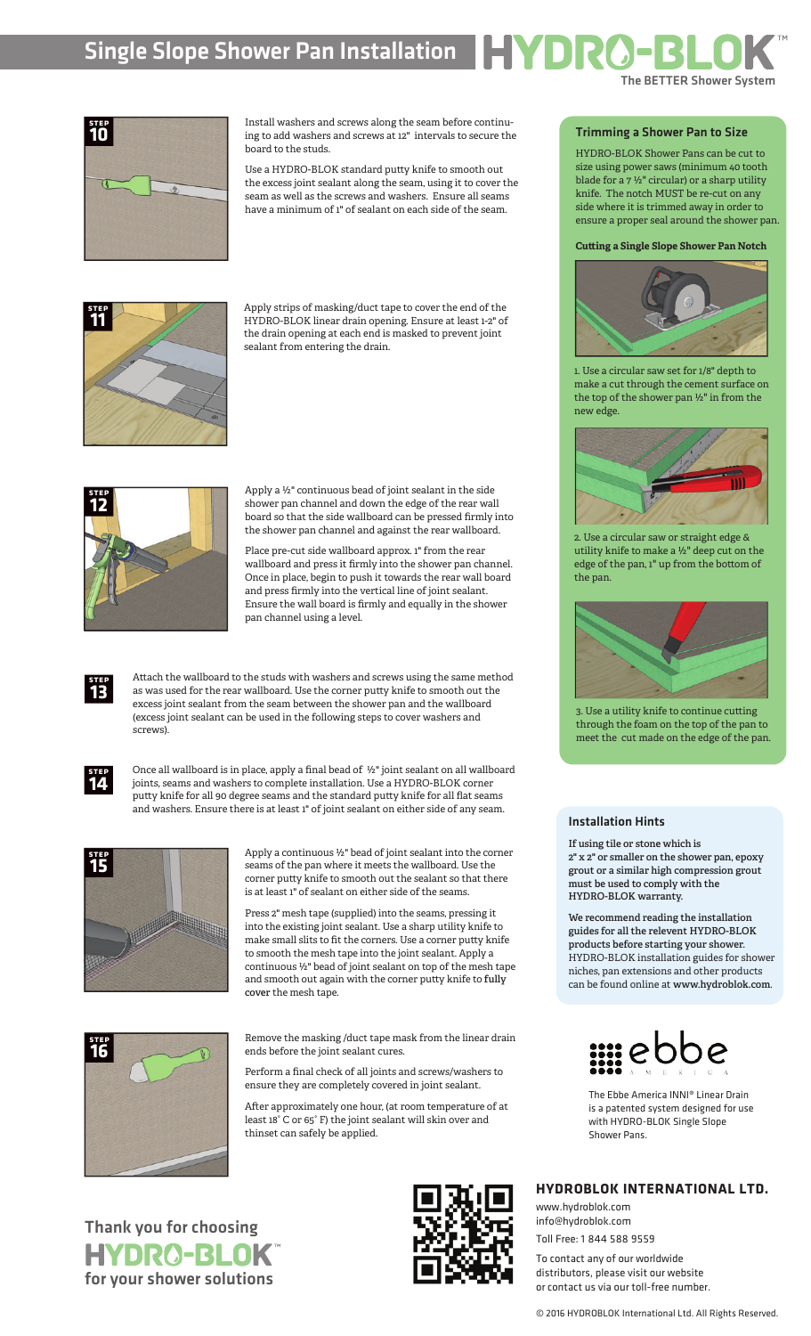# Single Slope Shower Pan Installation

**HYDRO-BLOK™** The BETTER Shower System

**STEP 10**

Install washers and screws along the seam before continuing to add washers and screws at 12" intervals to secure the board to the studs.

Use a HYDRO-BLOK standard putty knife to smooth out the excess joint sealant along the seam, using it to cover the seam as well as the screws and washers. Ensure all seams have a minimum of 1" of sealant on each side of the seam.

**STEP 11**

Apply strips of masking/duct tape to cover the end of the HYDRO-BLOK linear drain opening. Ensure at least 1-2" of the drain opening at each end is masked to prevent joint sealant from entering the drain.

**STEP 12**

Apply a ½" continuous bead of joint sealant in the side shower pan channel and down the edge of the rear wall board so that the side wallboard can be pressed firmly into the shower pan channel and against the rear wallboard.

Place pre-cut side wallboard approx. 1" from the rear wallboard and press it firmly into the shower pan channel. Once in place, begin to push it towards the rear wall board and press firmly into the vertical line of joint sealant. Ensure the wall board is firmly and equally in the shower pan channel using a level.

**STEP 13**

Attach the wallboard to the studs with washers and screws using the same method as was used for the rear wallboard. Use the corner putty knife to smooth out the excess joint sealant from the seam between the shower pan and the wallboard (excess joint sealant can be used in the following steps to cover washers and screws).

**STEP 14**

Once all wallboard is in place, apply a final bead of ½" joint sealant on all wallboard joints, seams and washers to complete installation. Use a HYDRO-BLOK corner putty knife for all 90 degree seams and the standard putty knife for all flat seams and washers. Ensure there is at least 1" of joint sealant on either side of any seam.

**STEP 15**

Apply a continuous ½" bead of joint sealant into the corner seams of the pan where it meets the wallboard. Use the corner putty knife to smooth out the sealant so that there is at least 1" of sealant on either side of the seams.

Press 2" mesh tape (supplied) into the seams, pressing it into the existing joint sealant. Use a sharp utility knife to make small slits to fit the corners. Use a corner putty knife to smooth the mesh tape into the joint sealant. Apply a continuous ½" bead of joint sealant on top of the mesh tape and smooth out again with the corner putty knife to **fully cover** the mesh tape.

**STEP 16**

Remove the masking /duct tape mask from the linear drain ends before the joint sealant cures.

Perform a final check of all joints and screws/washers to ensure they are completely covered in joint sealant.

After approximately one hour, (at room temperature of at least 18˚ C or 65˚ F) the joint sealant will skin over and thinset can safely be applied.

## Trimming a Shower Pan to Size

HYDRO-BLOK Shower Pans can be cut to size using power saws (minimum 40 tooth blade for a 7 ½" circular) or a sharp utility knife. The notch MUST be re-cut on any side where it is trimmed away in order to ensure a proper seal around the shower pan.

### Cutting a Single Slope Shower Pan Notch

1. Use a circular saw set for 1/8" depth to make a cut through the cement surface on the top of the shower pan ½" in from the new edge.

2. Use a circular saw or straight edge & utility knife to make a ½" deep cut on the edge of the pan, 1" up from the bottom of the pan.

3. Use a utility knife to continue cutting through the foam on the top of the pan to meet the cut made on the edge of the pan.

## Installation Hints

If using tile or stone which is 2" x 2" or smaller on the shower pan, epoxy grout or a similar high compression grout must be used to comply with the HYDRO-BLOK warranty.

We recommend reading the installation guides for all the relevent HYDRO-BLOK products before starting your shower. HYDRO-BLOK installation guides for shower niches, pan extensions and other products can be found online at www.hydroblok.com.

ebbe AMERICA

The Ebbe America INNI® Linear Drain is a patented system designed for use with HYDRO-BLOK Single Slope Shower Pans.

Thank you for choosing **HYDRO-BLOK™** for your shower solutions

## HYDROBLOK INTERNATIONAL LTD.

www.hydroblok.com
info@hydroblok.com
Toll Free: 1 844 588 9559

To contact any of our worldwide distributors, please visit our website or contact us via our toll-free number.

© 2016 HYDROBLOK International Ltd. All Rights Reserved.